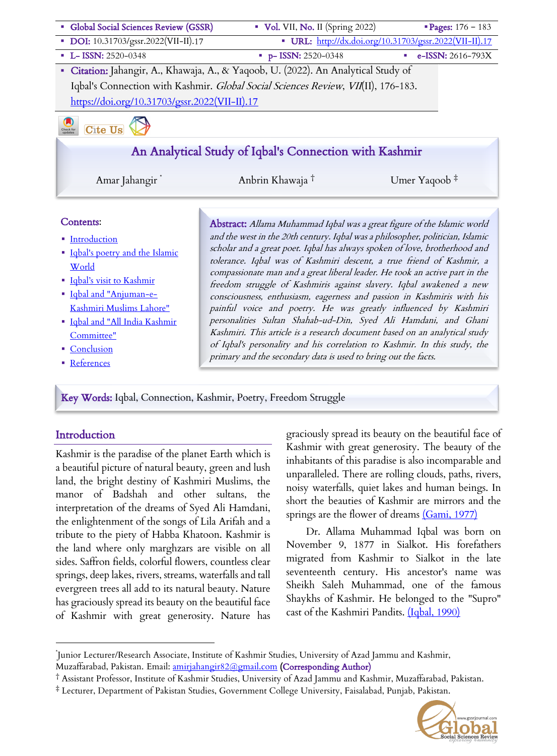- **Global Social Sciences Review (GSSR)**
- **Vol.** VII, **No.** II (Spring 2022)
- **Pages:** 176 – 183
- **DOI:** 10.31703/gssr.2022(VII-II).17
- **URL:** http://dx.doi.org/10.31703/gssr.2022(VII-II).17
- **L- ISSN:** 2520-0348
- **p- ISSN:** 2520-0348
- **e-ISSN:** 2616-793X
- **Citation:** Jahangir, A., Khawaja, A., & Yaqoob, U. (2022). An Analytical Study of Iqbal's Connection with Kashmir. *Global Social Sciences Review*, *VII*(II), 176-183. https://doi.org/10.31703/gssr.2022(VII-II).17

# An Analytical Study of Iqbal's Connection with Kashmir

Amar Jahangir [*] Anbrin Khawaja [†] Umer Yaqoob [‡]

**Contents:**

- Introduction
- Iqbal's poetry and the Islamic World
- Iqbal's visit to Kashmir
- Iqbal and "Anjuman-e-Kashmiri Muslims Lahore"
- Iqbal and "All India Kashmir Committee"
- Conclusion
- References

**Abstract:** *Allama Muhammad Iqbal was a great figure of the Islamic world and the west in the 20th century. Iqbal was a philosopher, politician, Islamic scholar and a great poet. Iqbal has always spoken of love, brotherhood and tolerance. Iqbal was of Kashmiri descent, a true friend of Kashmir, a compassionate man and a great liberal leader. He took an active part in the freedom struggle of Kashmiris against slavery. Iqbal awakened a new consciousness, enthusiasm, eagerness and passion in Kashmiris with his painful voice and poetry. He was greatly influenced by Kashmiri personalities Sultan Shahab-ud-Din, Syed Ali Hamdani, and Ghani Kashmiri. This article is a research document based on an analytical study of Iqbal's personality and his correlation to Kashmir. In this study, the primary and the secondary data is used to bring out the facts.*

**Key Words:** Iqbal, Connection, Kashmir, Poetry, Freedom Struggle

## Introduction

Kashmir is the paradise of the planet Earth which is a beautiful picture of natural beauty, green and lush land, the bright destiny of Kashmiri Muslims, the manor of Badshah and other sultans, the interpretation of the dreams of Syed Ali Hamdani, the enlightenment of the songs of Lila Arifah and a tribute to the piety of Habba Khatoon. Kashmir is the land where only marghzars are visible on all sides. Saffron fields, colorful flowers, countless clear springs, deep lakes, rivers, streams, waterfalls and tall evergreen trees all add to its natural beauty. Nature has graciously spread its beauty on the beautiful face of Kashmir with great generosity. Nature has graciously spread its beauty on the beautiful face of Kashmir with great generosity. The beauty of the inhabitants of this paradise is also incomparable and unparalleled. There are rolling clouds, paths, rivers, noisy waterfalls, quiet lakes and human beings. In short the beauties of Kashmir are mirrors and the springs are the flower of dreams (Gami, 1977)

Dr. Allama Muhammad Iqbal was born on November 9, 1877 in Sialkot. His forefathers migrated from Kashmir to Sialkot in the late seventeenth century. His ancestor's name was Sheikh Saleh Muhammad, one of the famous Shaykhs of Kashmir. He belonged to the "Supro" cast of the Kashmiri Pandits. (Iqbal, 1990)

---

[*] Junior Lecturer/Research Associate, Institute of Kashmir Studies, University of Azad Jammu and Kashmir, Muzaffarabad, Pakistan. Email: amirjahangir82@gmail.com (Corresponding Author)

[†] Assistant Professor, Institute of Kashmir Studies, University of Azad Jammu and Kashmir, Muzaffarabad, Pakistan.

[‡] Lecturer, Department of Pakistan Studies, Government College University, Faisalabad, Punjab, Pakistan.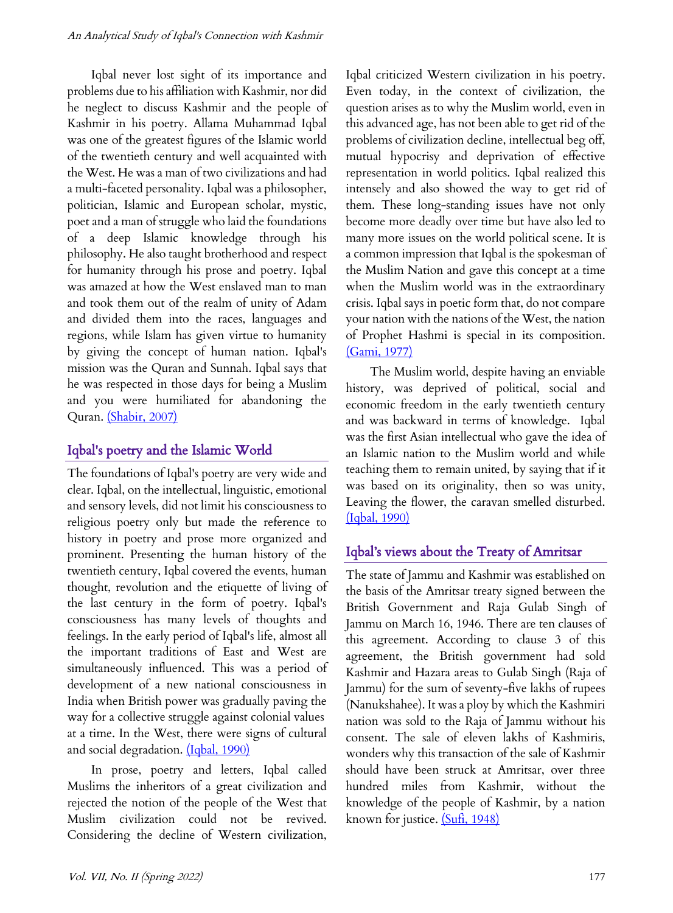Iqbal never lost sight of its importance and problems due to his affiliation with Kashmir, nor did he neglect to discuss Kashmir and the people of Kashmir in his poetry. Allama Muhammad Iqbal was one of the greatest figures of the Islamic world of the twentieth century and well acquainted with the West. He was a man of two civilizations and had a multi-faceted personality. Iqbal was a philosopher, politician, Islamic and European scholar, mystic, poet and a man of struggle who laid the foundations of a deep Islamic knowledge through his philosophy. He also taught brotherhood and respect for humanity through his prose and poetry. Iqbal was amazed at how the West enslaved man to man and took them out of the realm of unity of Adam and divided them into the races, languages and regions, while Islam has given virtue to humanity by giving the concept of human nation. Iqbal's mission was the Quran and Sunnah. Iqbal says that he was respected in those days for being a Muslim and you were humiliated for abandoning the Quran. (Shabir, 2007)

## Iqbal's poetry and the Islamic World

The foundations of Iqbal's poetry are very wide and clear. Iqbal, on the intellectual, linguistic, emotional and sensory levels, did not limit his consciousness to religious poetry only but made the reference to history in poetry and prose more organized and prominent. Presenting the human history of the twentieth century, Iqbal covered the events, human thought, revolution and the etiquette of living of the last century in the form of poetry. Iqbal's consciousness has many levels of thoughts and feelings. In the early period of Iqbal's life, almost all the important traditions of East and West are simultaneously influenced. This was a period of development of a new national consciousness in India when British power was gradually paving the way for a collective struggle against colonial values at a time. In the West, there were signs of cultural and social degradation. (Iqbal, 1990)

In prose, poetry and letters, Iqbal called Muslims the inheritors of a great civilization and rejected the notion of the people of the West that Muslim civilization could not be revived. Considering the decline of Western civilization, Iqbal criticized Western civilization in his poetry. Even today, in the context of civilization, the question arises as to why the Muslim world, even in this advanced age, has not been able to get rid of the problems of civilization decline, intellectual beg off, mutual hypocrisy and deprivation of effective representation in world politics. Iqbal realized this intensely and also showed the way to get rid of them. These long-standing issues have not only become more deadly over time but have also led to many more issues on the world political scene. It is a common impression that Iqbal is the spokesman of the Muslim Nation and gave this concept at a time when the Muslim world was in the extraordinary crisis. Iqbal says in poetic form that, do not compare your nation with the nations of the West, the nation of Prophet Hashmi is special in its composition. (Gami, 1977)

The Muslim world, despite having an enviable history, was deprived of political, social and economic freedom in the early twentieth century and was backward in terms of knowledge. Iqbal was the first Asian intellectual who gave the idea of an Islamic nation to the Muslim world and while teaching them to remain united, by saying that if it was based on its originality, then so was unity, Leaving the flower, the caravan smelled disturbed. (Iqbal, 1990)

## Iqbal's views about the Treaty of Amritsar

The state of Jammu and Kashmir was established on the basis of the Amritsar treaty signed between the British Government and Raja Gulab Singh of Jammu on March 16, 1946. There are ten clauses of this agreement. According to clause 3 of this agreement, the British government had sold Kashmir and Hazara areas to Gulab Singh (Raja of Jammu) for the sum of seventy-five lakhs of rupees (Nanukshahee). It was a ploy by which the Kashmiri nation was sold to the Raja of Jammu without his consent. The sale of eleven lakhs of Kashmiris, wonders why this transaction of the sale of Kashmir should have been struck at Amritsar, over three hundred miles from Kashmir, without the knowledge of the people of Kashmir, by a nation known for justice. (Sufi, 1948)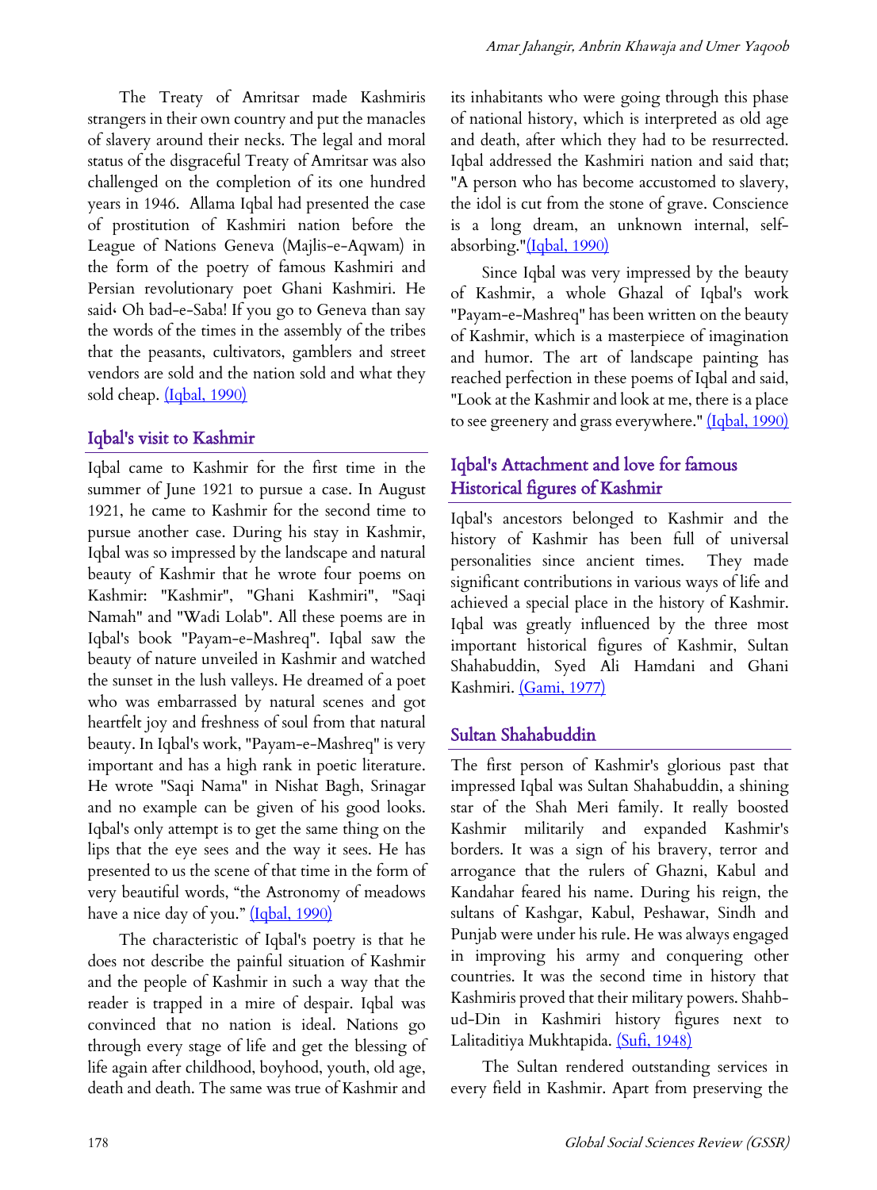The Treaty of Amritsar made Kashmiris strangers in their own country and put the manacles of slavery around their necks. The legal and moral status of the disgraceful Treaty of Amritsar was also challenged on the completion of its one hundred years in 1946. Allama Iqbal had presented the case of prostitution of Kashmiri nation before the League of Nations Geneva (Majlis-e-Aqwam) in the form of the poetry of famous Kashmiri and Persian revolutionary poet Ghani Kashmiri. He said، Oh bad-e-Saba! If you go to Geneva than say the words of the times in the assembly of the tribes that the peasants, cultivators, gamblers and street vendors are sold and the nation sold and what they sold cheap. (Iqbal, 1990)

## Iqbal's visit to Kashmir

Iqbal came to Kashmir for the first time in the summer of June 1921 to pursue a case. In August 1921, he came to Kashmir for the second time to pursue another case. During his stay in Kashmir, Iqbal was so impressed by the landscape and natural beauty of Kashmir that he wrote four poems on Kashmir: "Kashmir", "Ghani Kashmiri", "Saqi Namah" and "Wadi Lolab". All these poems are in Iqbal's book "Payam-e-Mashreq". Iqbal saw the beauty of nature unveiled in Kashmir and watched the sunset in the lush valleys. He dreamed of a poet who was embarrassed by natural scenes and got heartfelt joy and freshness of soul from that natural beauty. In Iqbal's work, "Payam-e-Mashreq" is very important and has a high rank in poetic literature. He wrote "Saqi Nama" in Nishat Bagh, Srinagar and no example can be given of his good looks. Iqbal's only attempt is to get the same thing on the lips that the eye sees and the way it sees. He has presented to us the scene of that time in the form of very beautiful words, "the Astronomy of meadows have a nice day of you." (Iqbal, 1990)

The characteristic of Iqbal's poetry is that he does not describe the painful situation of Kashmir and the people of Kashmir in such a way that the reader is trapped in a mire of despair. Iqbal was convinced that no nation is ideal. Nations go through every stage of life and get the blessing of life again after childhood, boyhood, youth, old age, death and death. The same was true of Kashmir and its inhabitants who were going through this phase of national history, which is interpreted as old age and death, after which they had to be resurrected. Iqbal addressed the Kashmiri nation and said that; "A person who has become accustomed to slavery, the idol is cut from the stone of grave. Conscience is a long dream, an unknown internal, self-absorbing."(Iqbal, 1990)

Since Iqbal was very impressed by the beauty of Kashmir, a whole Ghazal of Iqbal's work "Payam-e-Mashreq" has been written on the beauty of Kashmir, which is a masterpiece of imagination and humor. The art of landscape painting has reached perfection in these poems of Iqbal and said, "Look at the Kashmir and look at me, there is a place to see greenery and grass everywhere." (Iqbal, 1990)

## Iqbal's Attachment and love for famous Historical figures of Kashmir

Iqbal's ancestors belonged to Kashmir and the history of Kashmir has been full of universal personalities since ancient times. They made significant contributions in various ways of life and achieved a special place in the history of Kashmir. Iqbal was greatly influenced by the three most important historical figures of Kashmir, Sultan Shahabuddin, Syed Ali Hamdani and Ghani Kashmiri. (Gami, 1977)

## Sultan Shahabuddin

The first person of Kashmir's glorious past that impressed Iqbal was Sultan Shahabuddin, a shining star of the Shah Meri family. It really boosted Kashmir militarily and expanded Kashmir's borders. It was a sign of his bravery, terror and arrogance that the rulers of Ghazni, Kabul and Kandahar feared his name. During his reign, the sultans of Kashgar, Kabul, Peshawar, Sindh and Punjab were under his rule. He was always engaged in improving his army and conquering other countries. It was the second time in history that Kashmiris proved that their military powers. Shahb-ud-Din in Kashmiri history figures next to Lalitaditiya Mukhtapida. (Sufi, 1948)

The Sultan rendered outstanding services in every field in Kashmir. Apart from preserving the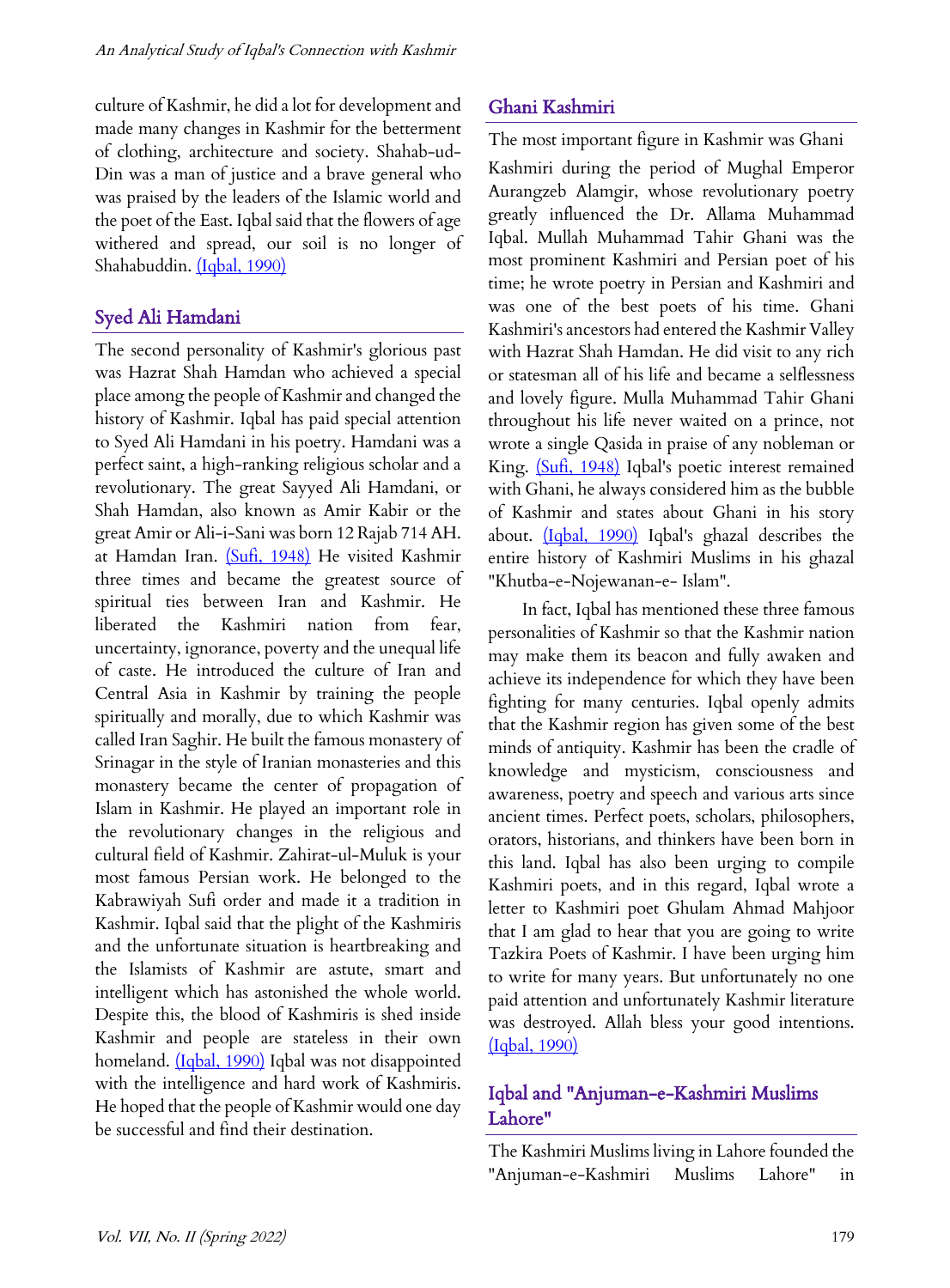culture of Kashmir, he did a lot for development and made many changes in Kashmir for the betterment of clothing, architecture and society. Shahab-ud-Din was a man of justice and a brave general who was praised by the leaders of the Islamic world and the poet of the East. Iqbal said that the flowers of age withered and spread, our soil is no longer of Shahabuddin. (Iqbal, 1990)

## Syed Ali Hamdani

The second personality of Kashmir's glorious past was Hazrat Shah Hamdan who achieved a special place among the people of Kashmir and changed the history of Kashmir. Iqbal has paid special attention to Syed Ali Hamdani in his poetry. Hamdani was a perfect saint, a high-ranking religious scholar and a revolutionary. The great Sayyed Ali Hamdani, or Shah Hamdan, also known as Amir Kabir or the great Amir or Ali-i-Sani was born 12 Rajab 714 AH. at Hamdan Iran. (Sufi, 1948) He visited Kashmir three times and became the greatest source of spiritual ties between Iran and Kashmir. He liberated the Kashmiri nation from fear, uncertainty, ignorance, poverty and the unequal life of caste. He introduced the culture of Iran and Central Asia in Kashmir by training the people spiritually and morally, due to which Kashmir was called Iran Saghir. He built the famous monastery of Srinagar in the style of Iranian monasteries and this monastery became the center of propagation of Islam in Kashmir. He played an important role in the revolutionary changes in the religious and cultural field of Kashmir. Zahirat-ul-Muluk is your most famous Persian work. He belonged to the Kabrawiyah Sufi order and made it a tradition in Kashmir. Iqbal said that the plight of the Kashmiris and the unfortunate situation is heartbreaking and the Islamists of Kashmir are astute, smart and intelligent which has astonished the whole world. Despite this, the blood of Kashmiris is shed inside Kashmir and people are stateless in their own homeland. (Iqbal, 1990) Iqbal was not disappointed with the intelligence and hard work of Kashmiris. He hoped that the people of Kashmir would one day be successful and find their destination.

## Ghani Kashmiri

The most important figure in Kashmir was Ghani Kashmiri during the period of Mughal Emperor Aurangzeb Alamgir, whose revolutionary poetry greatly influenced the Dr. Allama Muhammad Iqbal. Mullah Muhammad Tahir Ghani was the most prominent Kashmiri and Persian poet of his time; he wrote poetry in Persian and Kashmiri and was one of the best poets of his time. Ghani Kashmiri's ancestors had entered the Kashmir Valley with Hazrat Shah Hamdan. He did visit to any rich or statesman all of his life and became a selflessness and lovely figure. Mulla Muhammad Tahir Ghani throughout his life never waited on a prince, not wrote a single Qasida in praise of any nobleman or King. (Sufi, 1948) Iqbal's poetic interest remained with Ghani, he always considered him as the bubble of Kashmir and states about Ghani in his story about. (Iqbal, 1990) Iqbal's ghazal describes the entire history of Kashmiri Muslims in his ghazal "Khutba-e-Nojewanan-e- Islam".

In fact, Iqbal has mentioned these three famous personalities of Kashmir so that the Kashmir nation may make them its beacon and fully awaken and achieve its independence for which they have been fighting for many centuries. Iqbal openly admits that the Kashmir region has given some of the best minds of antiquity. Kashmir has been the cradle of knowledge and mysticism, consciousness and awareness, poetry and speech and various arts since ancient times. Perfect poets, scholars, philosophers, orators, historians, and thinkers have been born in this land. Iqbal has also been urging to compile Kashmiri poets, and in this regard, Iqbal wrote a letter to Kashmiri poet Ghulam Ahmad Mahjoor that I am glad to hear that you are going to write Tazkira Poets of Kashmir. I have been urging him to write for many years. But unfortunately no one paid attention and unfortunately Kashmir literature was destroyed. Allah bless your good intentions. (Iqbal, 1990)

## Iqbal and "Anjuman-e-Kashmiri Muslims Lahore"

The Kashmiri Muslims living in Lahore founded the "Anjuman-e-Kashmiri Muslims Lahore" in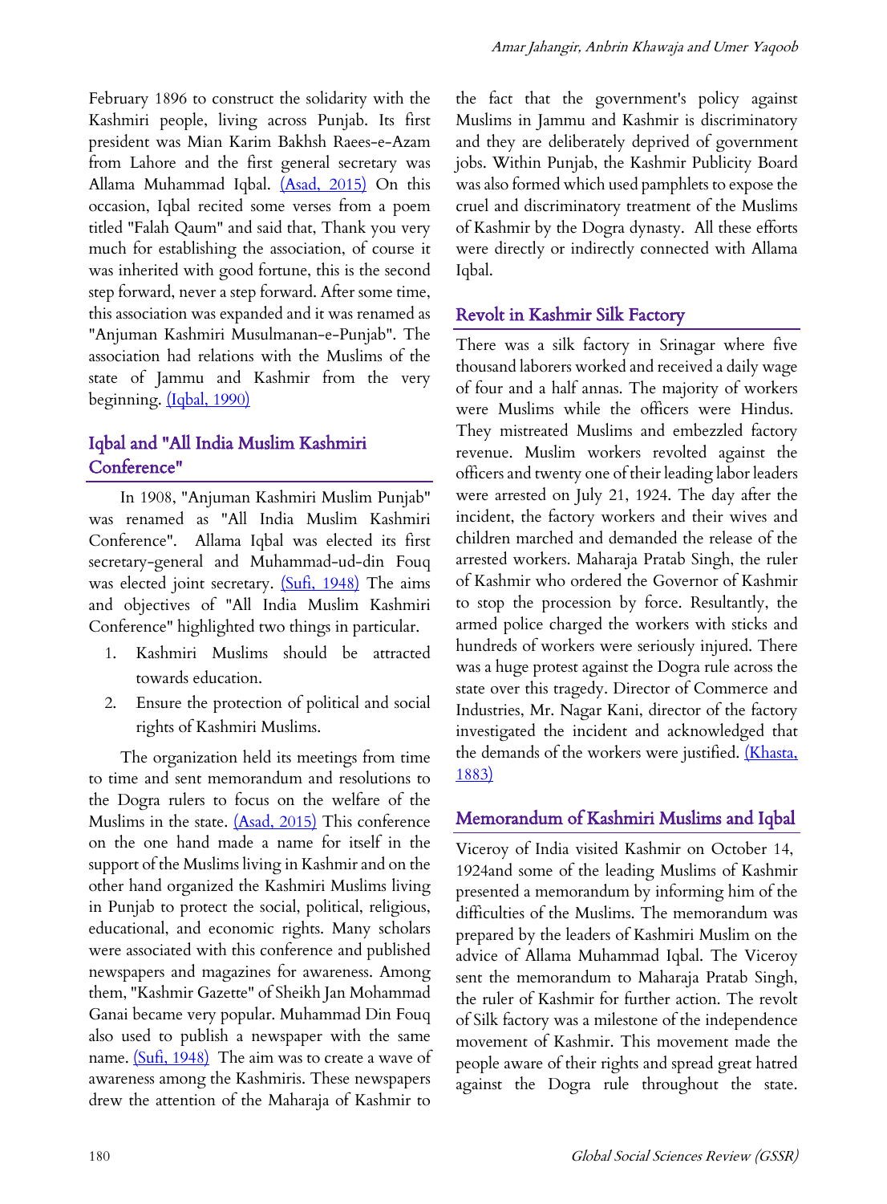February 1896 to construct the solidarity with the Kashmiri people, living across Punjab. Its first president was Mian Karim Bakhsh Raees-e-Azam from Lahore and the first general secretary was Allama Muhammad Iqbal. (Asad, 2015) On this occasion, Iqbal recited some verses from a poem titled "Falah Qaum" and said that, Thank you very much for establishing the association, of course it was inherited with good fortune, this is the second step forward, never a step forward. After some time, this association was expanded and it was renamed as "Anjuman Kashmiri Musulmanan-e-Punjab". The association had relations with the Muslims of the state of Jammu and Kashmir from the very beginning. (Iqbal, 1990)

## Iqbal and "All India Muslim Kashmiri Conference"

In 1908, "Anjuman Kashmiri Muslim Punjab" was renamed as "All India Muslim Kashmiri Conference". Allama Iqbal was elected its first secretary-general and Muhammad-ud-din Fouq was elected joint secretary. (Sufi, 1948) The aims and objectives of "All India Muslim Kashmiri Conference" highlighted two things in particular.

1. Kashmiri Muslims should be attracted towards education.
2. Ensure the protection of political and social rights of Kashmiri Muslims.

The organization held its meetings from time to time and sent memorandum and resolutions to the Dogra rulers to focus on the welfare of the Muslims in the state. (Asad, 2015) This conference on the one hand made a name for itself in the support of the Muslims living in Kashmir and on the other hand organized the Kashmiri Muslims living in Punjab to protect the social, political, religious, educational, and economic rights. Many scholars were associated with this conference and published newspapers and magazines for awareness. Among them, "Kashmir Gazette" of Sheikh Jan Mohammad Ganai became very popular. Muhammad Din Fouq also used to publish a newspaper with the same name. (Sufi, 1948) The aim was to create a wave of awareness among the Kashmiris. These newspapers drew the attention of the Maharaja of Kashmir to the fact that the government's policy against Muslims in Jammu and Kashmir is discriminatory and they are deliberately deprived of government jobs. Within Punjab, the Kashmir Publicity Board was also formed which used pamphlets to expose the cruel and discriminatory treatment of the Muslims of Kashmir by the Dogra dynasty. All these efforts were directly or indirectly connected with Allama Iqbal.

## Revolt in Kashmir Silk Factory

There was a silk factory in Srinagar where five thousand laborers worked and received a daily wage of four and a half annas. The majority of workers were Muslims while the officers were Hindus. They mistreated Muslims and embezzled factory revenue. Muslim workers revolted against the officers and twenty one of their leading labor leaders were arrested on July 21, 1924. The day after the incident, the factory workers and their wives and children marched and demanded the release of the arrested workers. Maharaja Pratab Singh, the ruler of Kashmir who ordered the Governor of Kashmir to stop the procession by force. Resultantly, the armed police charged the workers with sticks and hundreds of workers were seriously injured. There was a huge protest against the Dogra rule across the state over this tragedy. Director of Commerce and Industries, Mr. Nagar Kani, director of the factory investigated the incident and acknowledged that the demands of the workers were justified. (Khasta, 1883)

## Memorandum of Kashmiri Muslims and Iqbal

Viceroy of India visited Kashmir on October 14, 1924and some of the leading Muslims of Kashmir presented a memorandum by informing him of the difficulties of the Muslims. The memorandum was prepared by the leaders of Kashmiri Muslim on the advice of Allama Muhammad Iqbal. The Viceroy sent the memorandum to Maharaja Pratab Singh, the ruler of Kashmir for further action. The revolt of Silk factory was a milestone of the independence movement of Kashmir. This movement made the people aware of their rights and spread great hatred against the Dogra rule throughout the state.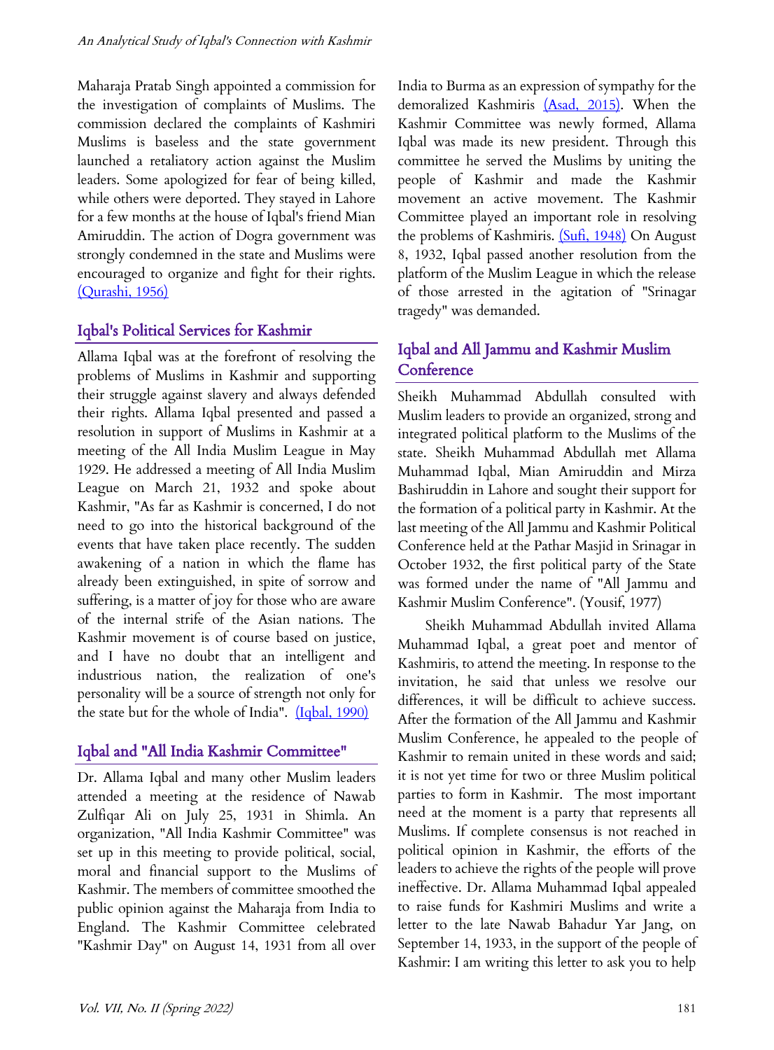Maharaja Pratab Singh appointed a commission for the investigation of complaints of Muslims. The commission declared the complaints of Kashmiri Muslims is baseless and the state government launched a retaliatory action against the Muslim leaders. Some apologized for fear of being killed, while others were deported. They stayed in Lahore for a few months at the house of Iqbal's friend Mian Amiruddin. The action of Dogra government was strongly condemned in the state and Muslims were encouraged to organize and fight for their rights. (Qurashi, 1956)

## Iqbal's Political Services for Kashmir

Allama Iqbal was at the forefront of resolving the problems of Muslims in Kashmir and supporting their struggle against slavery and always defended their rights. Allama Iqbal presented and passed a resolution in support of Muslims in Kashmir at a meeting of the All India Muslim League in May 1929. He addressed a meeting of All India Muslim League on March 21, 1932 and spoke about Kashmir, "As far as Kashmir is concerned, I do not need to go into the historical background of the events that have taken place recently. The sudden awakening of a nation in which the flame has already been extinguished, in spite of sorrow and suffering, is a matter of joy for those who are aware of the internal strife of the Asian nations. The Kashmir movement is of course based on justice, and I have no doubt that an intelligent and industrious nation, the realization of one's personality will be a source of strength not only for the state but for the whole of India". (Iqbal, 1990)

## Iqbal and "All India Kashmir Committee"

Dr. Allama Iqbal and many other Muslim leaders attended a meeting at the residence of Nawab Zulfiqar Ali on July 25, 1931 in Shimla. An organization, "All India Kashmir Committee" was set up in this meeting to provide political, social, moral and financial support to the Muslims of Kashmir. The members of committee smoothed the public opinion against the Maharaja from India to England. The Kashmir Committee celebrated "Kashmir Day" on August 14, 1931 from all over India to Burma as an expression of sympathy for the demoralized Kashmiris (Asad, 2015). When the Kashmir Committee was newly formed, Allama Iqbal was made its new president. Through this committee he served the Muslims by uniting the people of Kashmir and made the Kashmir movement an active movement. The Kashmir Committee played an important role in resolving the problems of Kashmiris. (Sufi, 1948) On August 8, 1932, Iqbal passed another resolution from the platform of the Muslim League in which the release of those arrested in the agitation of "Srinagar tragedy" was demanded.

## Iqbal and All Jammu and Kashmir Muslim Conference

Sheikh Muhammad Abdullah consulted with Muslim leaders to provide an organized, strong and integrated political platform to the Muslims of the state. Sheikh Muhammad Abdullah met Allama Muhammad Iqbal, Mian Amiruddin and Mirza Bashiruddin in Lahore and sought their support for the formation of a political party in Kashmir. At the last meeting of the All Jammu and Kashmir Political Conference held at the Pathar Masjid in Srinagar in October 1932, the first political party of the State was formed under the name of "All Jammu and Kashmir Muslim Conference". (Yousif, 1977)

Sheikh Muhammad Abdullah invited Allama Muhammad Iqbal, a great poet and mentor of Kashmiris, to attend the meeting. In response to the invitation, he said that unless we resolve our differences, it will be difficult to achieve success. After the formation of the All Jammu and Kashmir Muslim Conference, he appealed to the people of Kashmir to remain united in these words and said; it is not yet time for two or three Muslim political parties to form in Kashmir. The most important need at the moment is a party that represents all Muslims. If complete consensus is not reached in political opinion in Kashmir, the efforts of the leaders to achieve the rights of the people will prove ineffective. Dr. Allama Muhammad Iqbal appealed to raise funds for Kashmiri Muslims and write a letter to the late Nawab Bahadur Yar Jang, on September 14, 1933, in the support of the people of Kashmir: I am writing this letter to ask you to help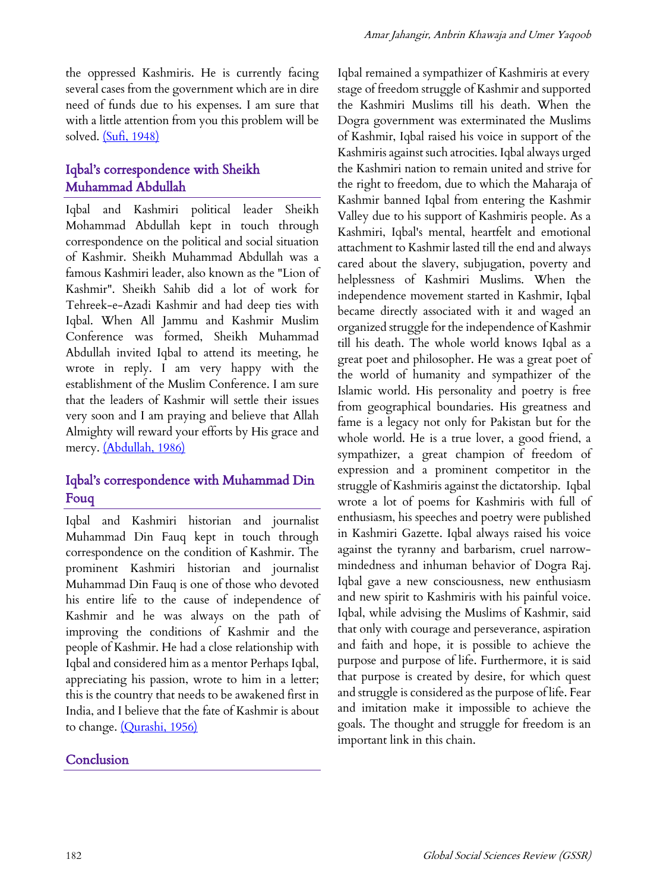the oppressed Kashmiris. He is currently facing several cases from the government which are in dire need of funds due to his expenses. I am sure that with a little attention from you this problem will be solved. (Sufi, 1948)

## Iqbal's correspondence with Sheikh Muhammad Abdullah

Iqbal and Kashmiri political leader Sheikh Mohammad Abdullah kept in touch through correspondence on the political and social situation of Kashmir. Sheikh Muhammad Abdullah was a famous Kashmiri leader, also known as the "Lion of Kashmir". Sheikh Sahib did a lot of work for Tehreek-e-Azadi Kashmir and had deep ties with Iqbal. When All Jammu and Kashmir Muslim Conference was formed, Sheikh Muhammad Abdullah invited Iqbal to attend its meeting, he wrote in reply. I am very happy with the establishment of the Muslim Conference. I am sure that the leaders of Kashmir will settle their issues very soon and I am praying and believe that Allah Almighty will reward your efforts by His grace and mercy. (Abdullah, 1986)

## Iqbal's correspondence with Muhammad Din Fouq

Iqbal and Kashmiri historian and journalist Muhammad Din Fauq kept in touch through correspondence on the condition of Kashmir. The prominent Kashmiri historian and journalist Muhammad Din Fauq is one of those who devoted his entire life to the cause of independence of Kashmir and he was always on the path of improving the conditions of Kashmir and the people of Kashmir. He had a close relationship with Iqbal and considered him as a mentor Perhaps Iqbal, appreciating his passion, wrote to him in a letter; this is the country that needs to be awakened first in India, and I believe that the fate of Kashmir is about to change. (Qurashi, 1956)

## Conclusion

Iqbal remained a sympathizer of Kashmiris at every stage of freedom struggle of Kashmir and supported the Kashmiri Muslims till his death. When the Dogra government was exterminated the Muslims of Kashmir, Iqbal raised his voice in support of the Kashmiris against such atrocities. Iqbal always urged the Kashmiri nation to remain united and strive for the right to freedom, due to which the Maharaja of Kashmir banned Iqbal from entering the Kashmir Valley due to his support of Kashmiris people. As a Kashmiri, Iqbal's mental, heartfelt and emotional attachment to Kashmir lasted till the end and always cared about the slavery, subjugation, poverty and helplessness of Kashmiri Muslims. When the independence movement started in Kashmir, Iqbal became directly associated with it and waged an organized struggle for the independence of Kashmir till his death. The whole world knows Iqbal as a great poet and philosopher. He was a great poet of the world of humanity and sympathizer of the Islamic world. His personality and poetry is free from geographical boundaries. His greatness and fame is a legacy not only for Pakistan but for the whole world. He is a true lover, a good friend, a sympathizer, a great champion of freedom of expression and a prominent competitor in the struggle of Kashmiris against the dictatorship. Iqbal wrote a lot of poems for Kashmiris with full of enthusiasm, his speeches and poetry were published in Kashmiri Gazette. Iqbal always raised his voice against the tyranny and barbarism, cruel narrow-mindedness and inhuman behavior of Dogra Raj. Iqbal gave a new consciousness, new enthusiasm and new spirit to Kashmiris with his painful voice. Iqbal, while advising the Muslims of Kashmir, said that only with courage and perseverance, aspiration and faith and hope, it is possible to achieve the purpose and purpose of life. Furthermore, it is said that purpose is created by desire, for which quest and struggle is considered as the purpose of life. Fear and imitation make it impossible to achieve the goals. The thought and struggle for freedom is an important link in this chain.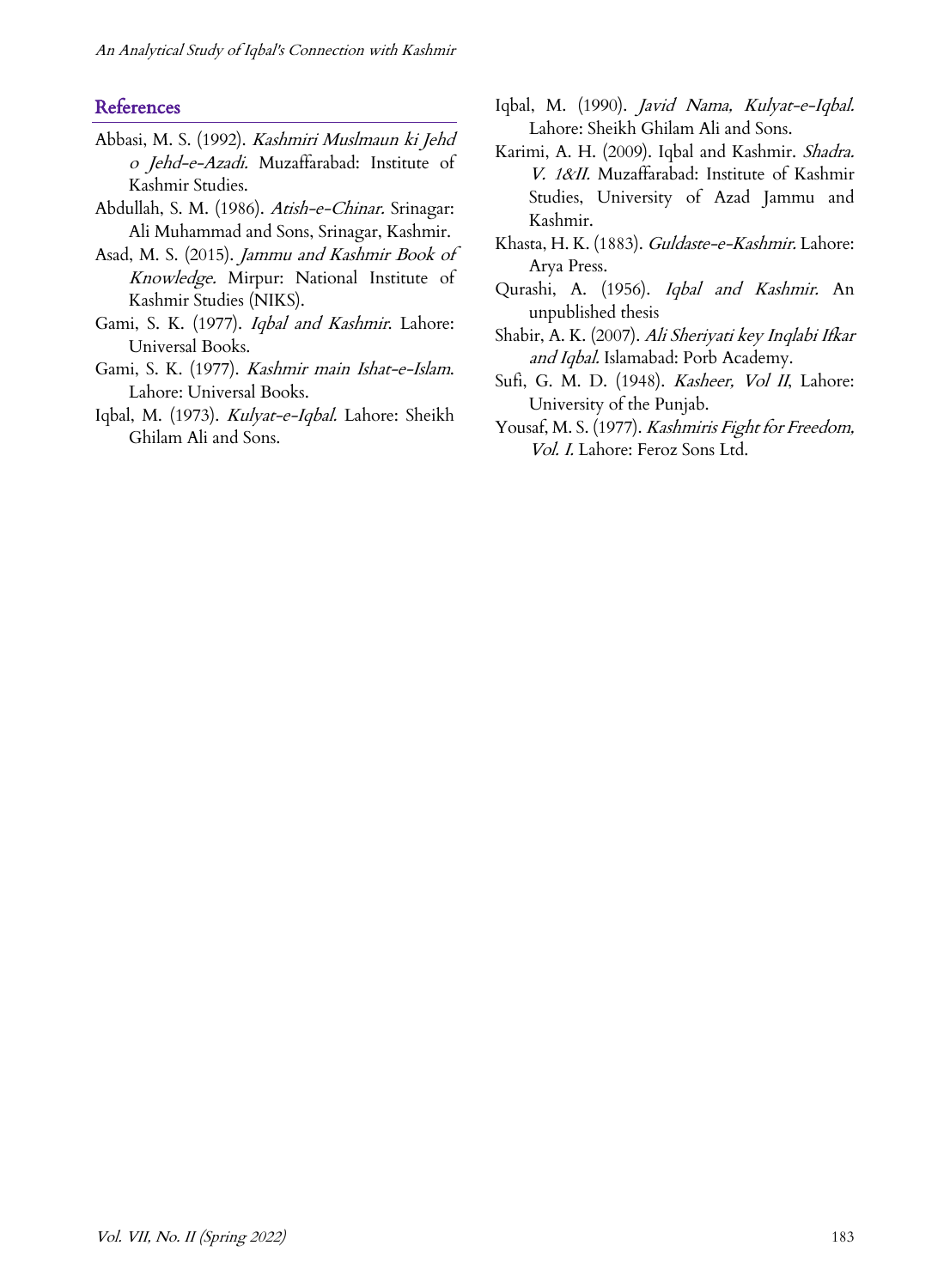## References

Abbasi, M. S. (1992). *Kashmiri Muslmaun ki Jehd o Jehd-e-Azadi.* Muzaffarabad: Institute of Kashmir Studies.

Abdullah, S. M. (1986). *Atish-e-Chinar.* Srinagar: Ali Muhammad and Sons, Srinagar, Kashmir.

Asad, M. S. (2015). *Jammu and Kashmir Book of Knowledge.* Mirpur: National Institute of Kashmir Studies (NIKS).

Gami, S. K. (1977). *Iqbal and Kashmir.* Lahore: Universal Books.

Gami, S. K. (1977). *Kashmir main Ishat-e-Islam.* Lahore: Universal Books.

Iqbal, M. (1973). *Kulyat-e-Iqbal.* Lahore: Sheikh Ghilam Ali and Sons.

Iqbal, M. (1990). *Javid Nama, Kulyat-e-Iqbal.* Lahore: Sheikh Ghilam Ali and Sons.

Karimi, A. H. (2009). Iqbal and Kashmir. *Shadra. V. 1&II.* Muzaffarabad: Institute of Kashmir Studies, University of Azad Jammu and Kashmir.

Khasta, H. K. (1883). *Guldaste-e-Kashmir.* Lahore: Arya Press.

Qurashi, A. (1956). *Iqbal and Kashmir.* An unpublished thesis

Shabir, A. K. (2007). *Ali Sheriyati key Inqlabi Ifkar and Iqbal.* Islamabad: Porb Academy.

Sufi, G. M. D. (1948). *Kasheer, Vol II*, Lahore: University of the Punjab.

Yousaf, M. S. (1977). *Kashmiris Fight for Freedom, Vol. I.* Lahore: Feroz Sons Ltd.